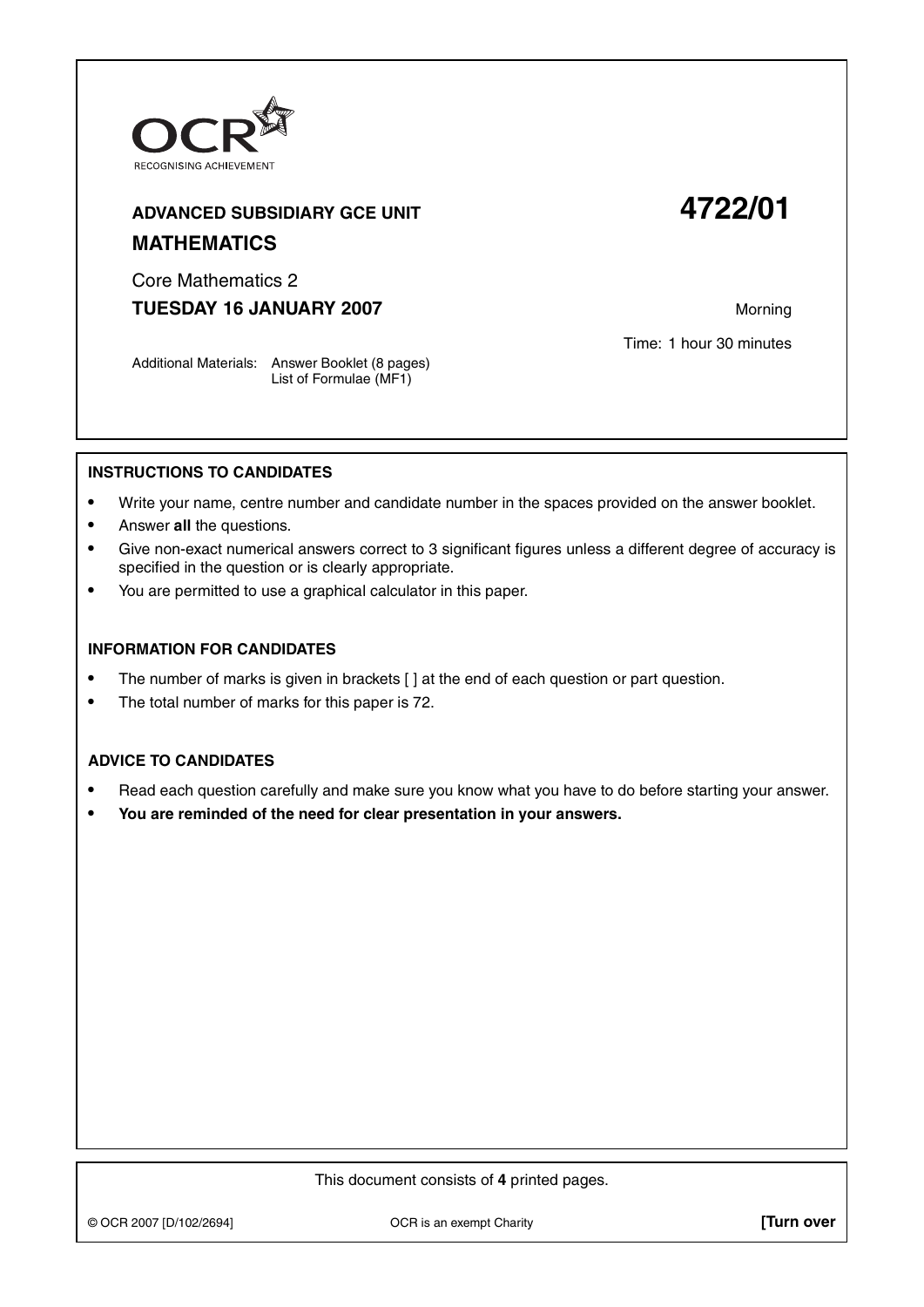OCR
RECOGNISING ACHIEVEMENT

**ADVANCED SUBSIDIARY GCE UNIT**

# 4722/01

## MATHEMATICS

Core Mathematics 2

**TUESDAY 16 JANUARY 2007**

Morning

Time: 1 hour 30 minutes

Additional Materials: Answer Booklet (8 pages)
List of Formulae (MF1)

### INSTRUCTIONS TO CANDIDATES

- Write your name, centre number and candidate number in the spaces provided on the answer booklet.
- Answer **all** the questions.
- Give non-exact numerical answers correct to 3 significant figures unless a different degree of accuracy is specified in the question or is clearly appropriate.
- You are permitted to use a graphical calculator in this paper.

### INFORMATION FOR CANDIDATES

- The number of marks is given in brackets [ ] at the end of each question or part question.
- The total number of marks for this paper is 72.

### ADVICE TO CANDIDATES

- Read each question carefully and make sure you know what you have to do before starting your answer.
- **You are reminded of the need for clear presentation in your answers.**

This document consists of **4** printed pages.

© OCR 2007 [D/102/2694] OCR is an exempt Charity **[Turn over**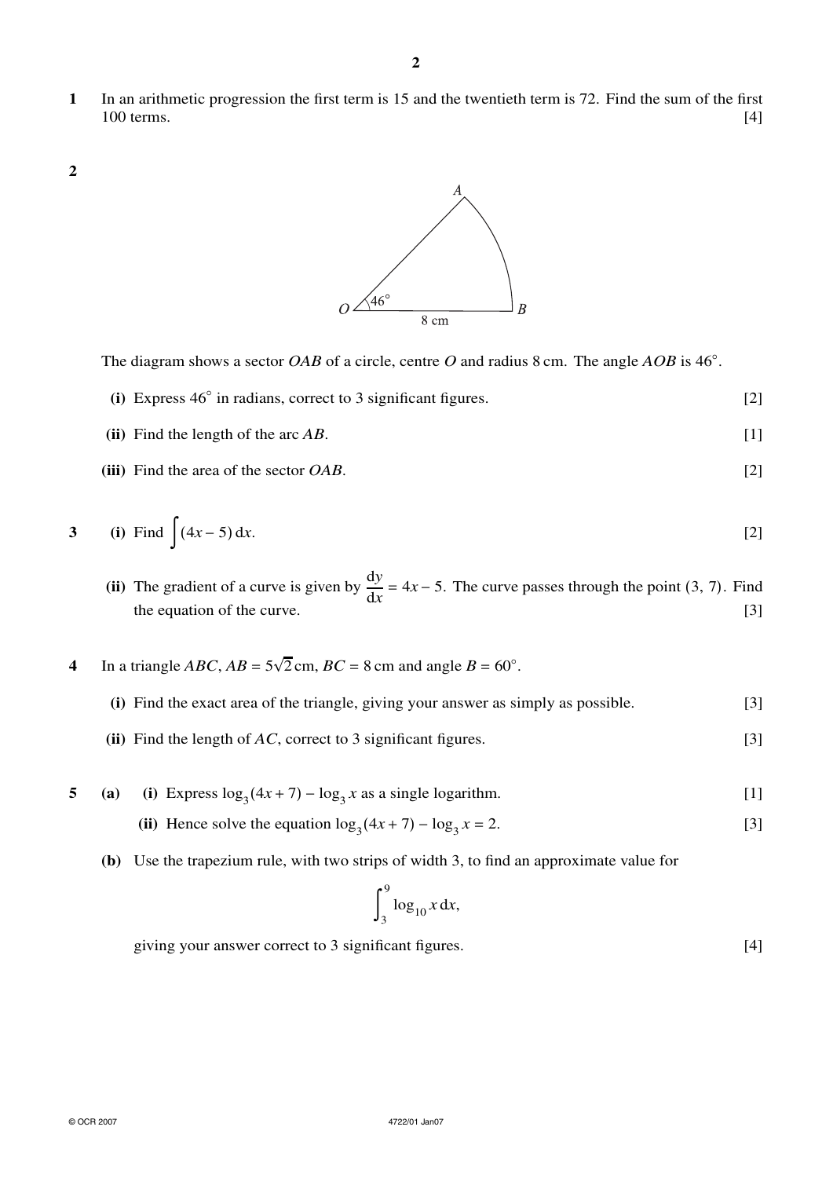**1** In an arithmetic progression the first term is 15 and the twentieth term is 72. Find the sum of the first 100 terms. [4]

**2**

The diagram shows a sector $OAB$ of a circle, centre $O$ and radius 8 cm. The angle $AOB$ is $46^\circ$.

**(i)** Express $46^\circ$ in radians, correct to 3 significant figures. [2]

**(ii)** Find the length of the arc $AB$. [1]

**(iii)** Find the area of the sector $OAB$. [2]

**3** **(i)** Find $\int (4x - 5)\,dx$. [2]

**(ii)** The gradient of a curve is given by $\frac{dy}{dx} = 4x - 5$. The curve passes through the point $(3, 7)$. Find the equation of the curve. [3]

**4** In a triangle $ABC$, $AB = 5\sqrt{2}$ cm, $BC = 8$ cm and angle $B = 60^\circ$.

**(i)** Find the exact area of the triangle, giving your answer as simply as possible. [3]

**(ii)** Find the length of $AC$, correct to 3 significant figures. [3]

**5** **(a)** **(i)** Express $\log_3(4x + 7) - \log_3 x$ as a single logarithm. [1]

**(ii)** Hence solve the equation $\log_3(4x + 7) - \log_3 x = 2$. [3]

**(b)** Use the trapezium rule, with two strips of width 3, to find an approximate value for

$$\int_3^9 \log_{10} x \, dx,$$

giving your answer correct to 3 significant figures. [4]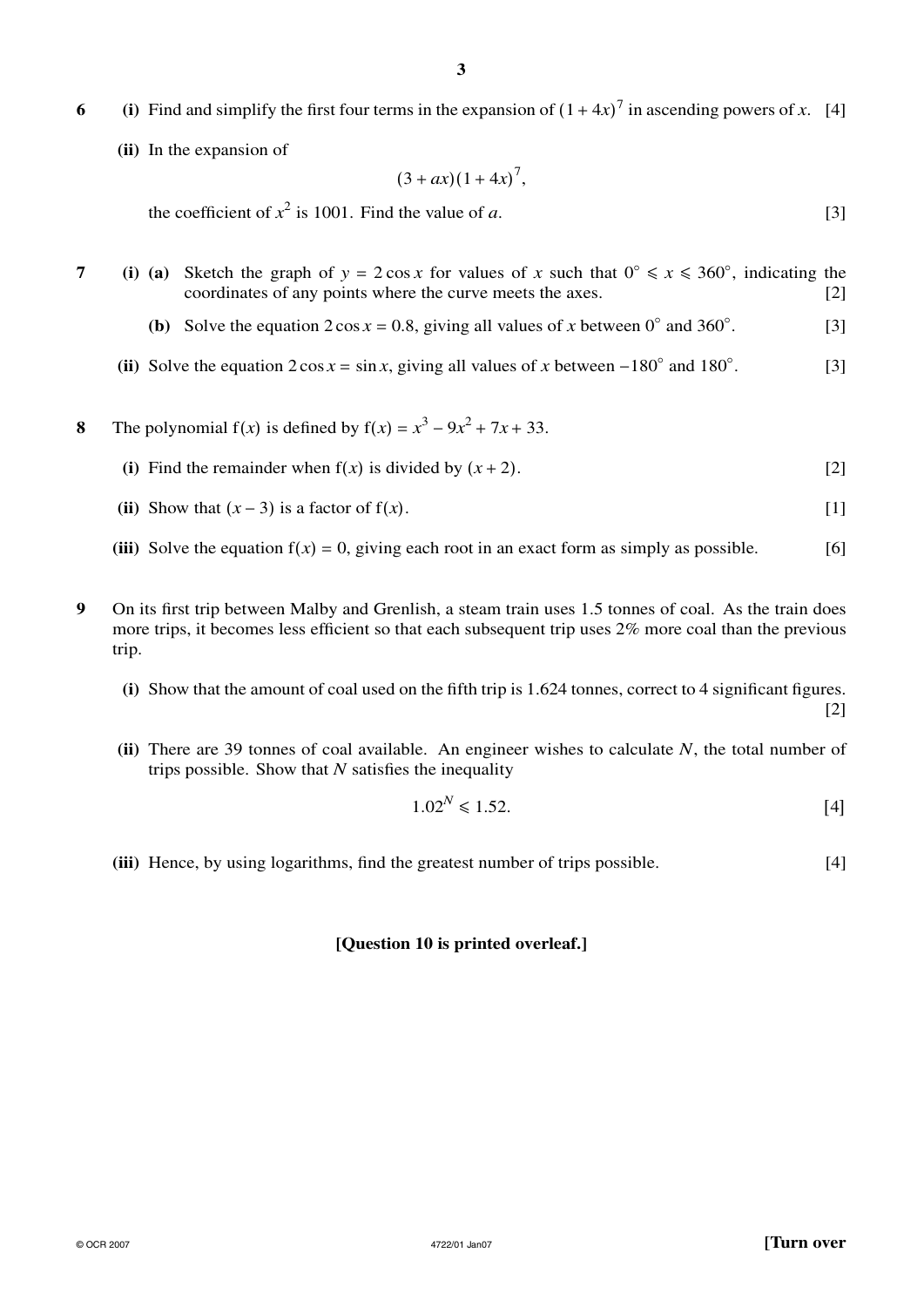**6** **(i)** Find and simplify the first four terms in the expansion of $(1 + 4x)^7$ in ascending powers of $x$. [4]

**(ii)** In the expansion of

$$(3 + ax)(1 + 4x)^7,$$

the coefficient of $x^2$ is 1001. Find the value of $a$. [3]

**7** **(i)** **(a)** Sketch the graph of $y = 2\cos x$ for values of $x$ such that $0° \leqslant x \leqslant 360°$, indicating the coordinates of any points where the curve meets the axes. [2]

**(b)** Solve the equation $2\cos x = 0.8$, giving all values of $x$ between $0°$ and $360°$. [3]

**(ii)** Solve the equation $2\cos x = \sin x$, giving all values of $x$ between $-180°$ and $180°$. [3]

**8** The polynomial $f(x)$ is defined by $f(x) = x^3 - 9x^2 + 7x + 33$.

**(i)** Find the remainder when $f(x)$ is divided by $(x + 2)$. [2]

**(ii)** Show that $(x - 3)$ is a factor of $f(x)$. [1]

**(iii)** Solve the equation $f(x) = 0$, giving each root in an exact form as simply as possible. [6]

**9** On its first trip between Malby and Grenlish, a steam train uses 1.5 tonnes of coal. As the train does more trips, it becomes less efficient so that each subsequent trip uses 2% more coal than the previous trip.

**(i)** Show that the amount of coal used on the fifth trip is 1.624 tonnes, correct to 4 significant figures. [2]

**(ii)** There are 39 tonnes of coal available. An engineer wishes to calculate $N$, the total number of trips possible. Show that $N$ satisfies the inequality

$$1.02^N \leqslant 1.52.$$ [4]

**(iii)** Hence, by using logarithms, find the greatest number of trips possible. [4]

**[Question 10 is printed overleaf.]**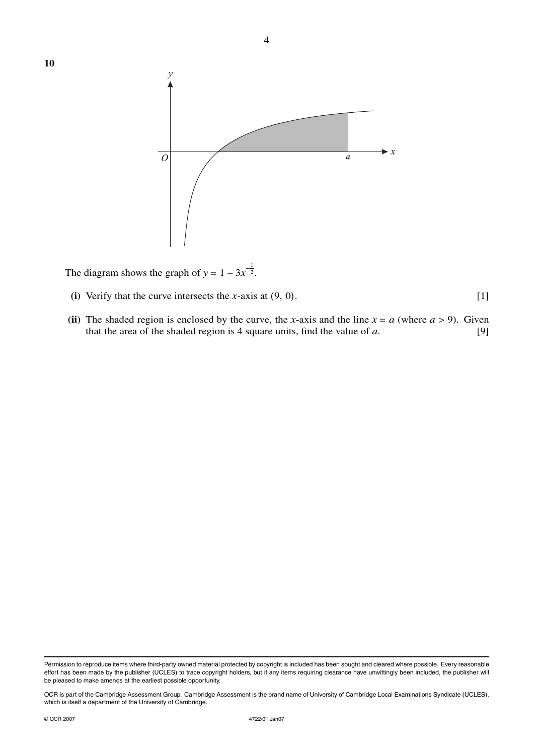**10**

y

O

a

x

The diagram shows the graph of $y = 1 - 3x^{-\frac{1}{2}}$.

**(i)** Verify that the curve intersects the $x$-axis at $(9, 0)$. [1]

**(ii)** The shaded region is enclosed by the curve, the $x$-axis and the line $x = a$ (where $a > 9$). Given that the area of the shaded region is 4 square units, find the value of $a$. [9]

Permission to reproduce items where third-party owned material protected by copyright is included has been sought and cleared where possible. Every reasonable effort has been made by the publisher (UCLES) to trace copyright holders, but if any items requiring clearance have unwittingly been included, the publisher will be pleased to make amends at the earliest possible opportunity.

OCR is part of the Cambridge Assessment Group. Cambridge Assessment is the brand name of University of Cambridge Local Examinations Syndicate (UCLES), which is itself a department of the University of Cambridge.

© OCR 2007 4722/01 Jan07